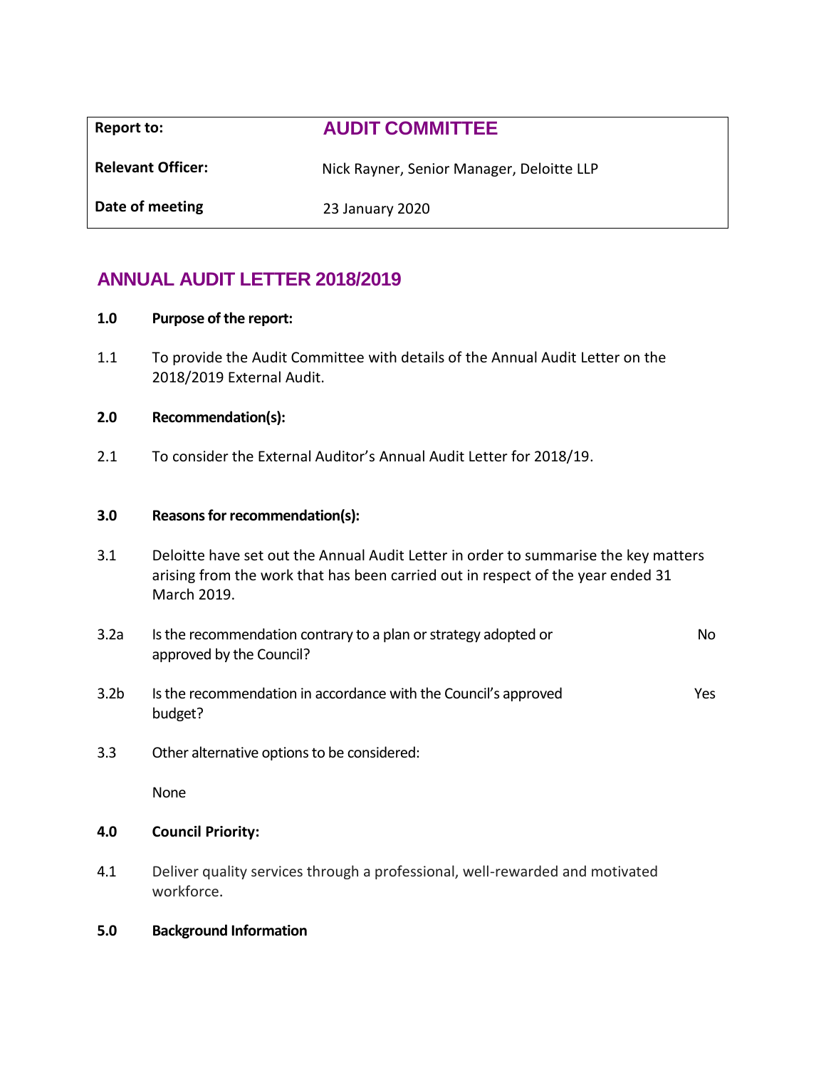| Report to: | AUDIT COMMITTEE |
|---|---|
| Relevant Officer: | Nick Rayner, Senior Manager, Deloitte LLP |
| Date of meeting | 23 January 2020 |

## ANNUAL AUDIT LETTER 2018/2019

**1.0 Purpose of the report:**

1.1 To provide the Audit Committee with details of the Annual Audit Letter on the 2018/2019 External Audit.

**2.0 Recommendation(s):**

2.1 To consider the External Auditor's Annual Audit Letter for 2018/19.

**3.0 Reasons for recommendation(s):**

3.1 Deloitte have set out the Annual Audit Letter in order to summarise the key matters arising from the work that has been carried out in respect of the year ended 31 March 2019.

3.2a Is the recommendation contrary to a plan or strategy adopted or approved by the Council? No

3.2b Is the recommendation in accordance with the Council's approved budget? Yes

3.3 Other alternative options to be considered:

None

**4.0 Council Priority:**

4.1 Deliver quality services through a professional, well-rewarded and motivated workforce.

**5.0 Background Information**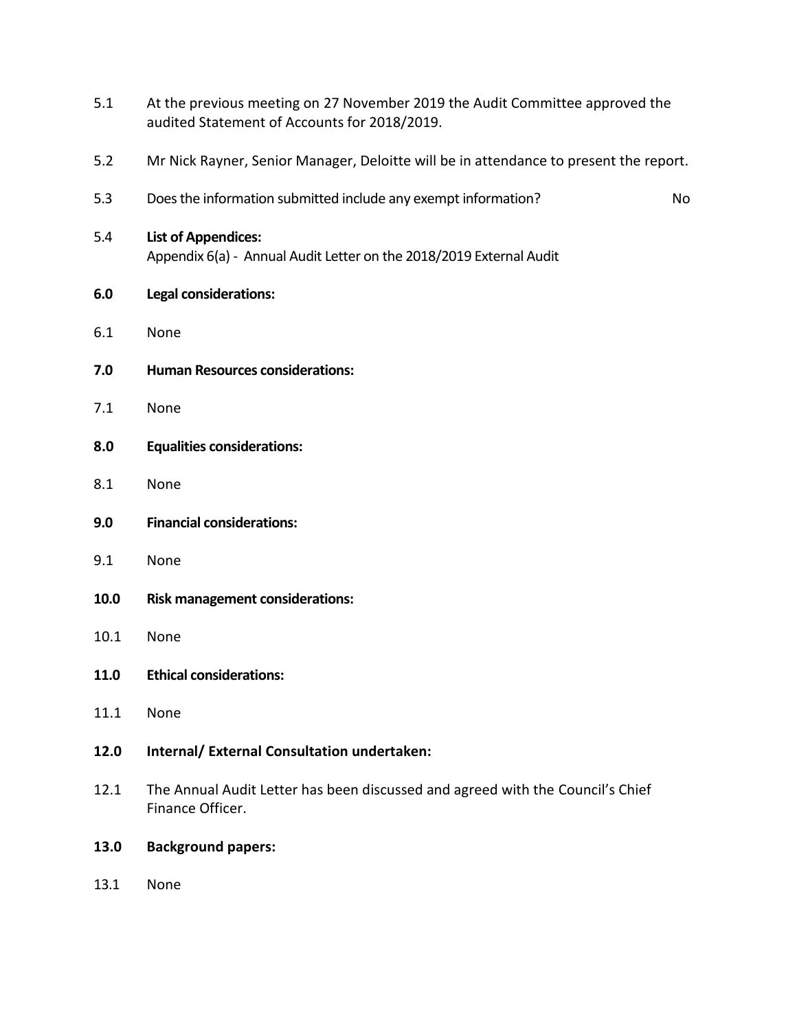5.1 At the previous meeting on 27 November 2019 the Audit Committee approved the audited Statement of Accounts for 2018/2019.

5.2 Mr Nick Rayner, Senior Manager, Deloitte will be in attendance to present the report.

5.3 Does the information submitted include any exempt information? No

5.4 **List of Appendices:**
Appendix 6(a) - Annual Audit Letter on the 2018/2019 External Audit

**6.0 Legal considerations:**

6.1 None

**7.0 Human Resources considerations:**

7.1 None

**8.0 Equalities considerations:**

8.1 None

**9.0 Financial considerations:**

9.1 None

**10.0 Risk management considerations:**

10.1 None

**11.0 Ethical considerations:**

11.1 None

**12.0 Internal/ External Consultation undertaken:**

12.1 The Annual Audit Letter has been discussed and agreed with the Council's Chief Finance Officer.

**13.0 Background papers:**

13.1 None